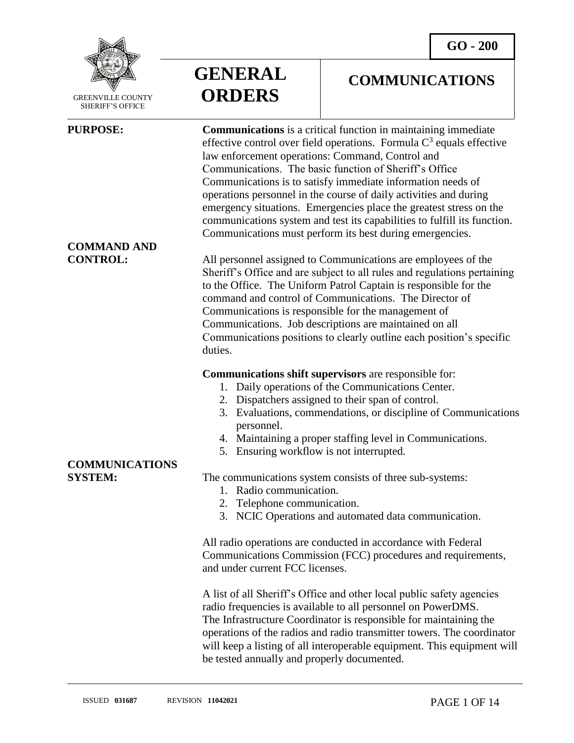GO - 200

GREENVILLE COUNTY SHERIFF'S OFFICE

# GENERAL ORDERS

# COMMUNICATIONS

**PURPOSE:**

**Communications** is a critical function in maintaining immediate effective control over field operations. Formula $C^3$ equals effective law enforcement operations: Command, Control and Communications. The basic function of Sheriff's Office Communications is to satisfy immediate information needs of operations personnel in the course of daily activities and during emergency situations. Emergencies place the greatest stress on the communications system and test its capabilities to fulfill its function. Communications must perform its best during emergencies.

**COMMAND AND CONTROL:**

All personnel assigned to Communications are employees of the Sheriff's Office and are subject to all rules and regulations pertaining to the Office. The Uniform Patrol Captain is responsible for the command and control of Communications. The Director of Communications is responsible for the management of Communications. Job descriptions are maintained on all Communications positions to clearly outline each position's specific duties.

**Communications shift supervisors** are responsible for:

1. Daily operations of the Communications Center.
2. Dispatchers assigned to their span of control.
3. Evaluations, commendations, or discipline of Communications personnel.
4. Maintaining a proper staffing level in Communications.
5. Ensuring workflow is not interrupted.

**COMMUNICATIONS SYSTEM:**

The communications system consists of three sub-systems:

1. Radio communication.
2. Telephone communication.
3. NCIC Operations and automated data communication.

All radio operations are conducted in accordance with Federal Communications Commission (FCC) procedures and requirements, and under current FCC licenses.

A list of all Sheriff's Office and other local public safety agencies radio frequencies is available to all personnel on PowerDMS. The Infrastructure Coordinator is responsible for maintaining the operations of the radios and radio transmitter towers. The coordinator will keep a listing of all interoperable equipment. This equipment will be tested annually and properly documented.

ISSUED **031687** REVISION **11042021**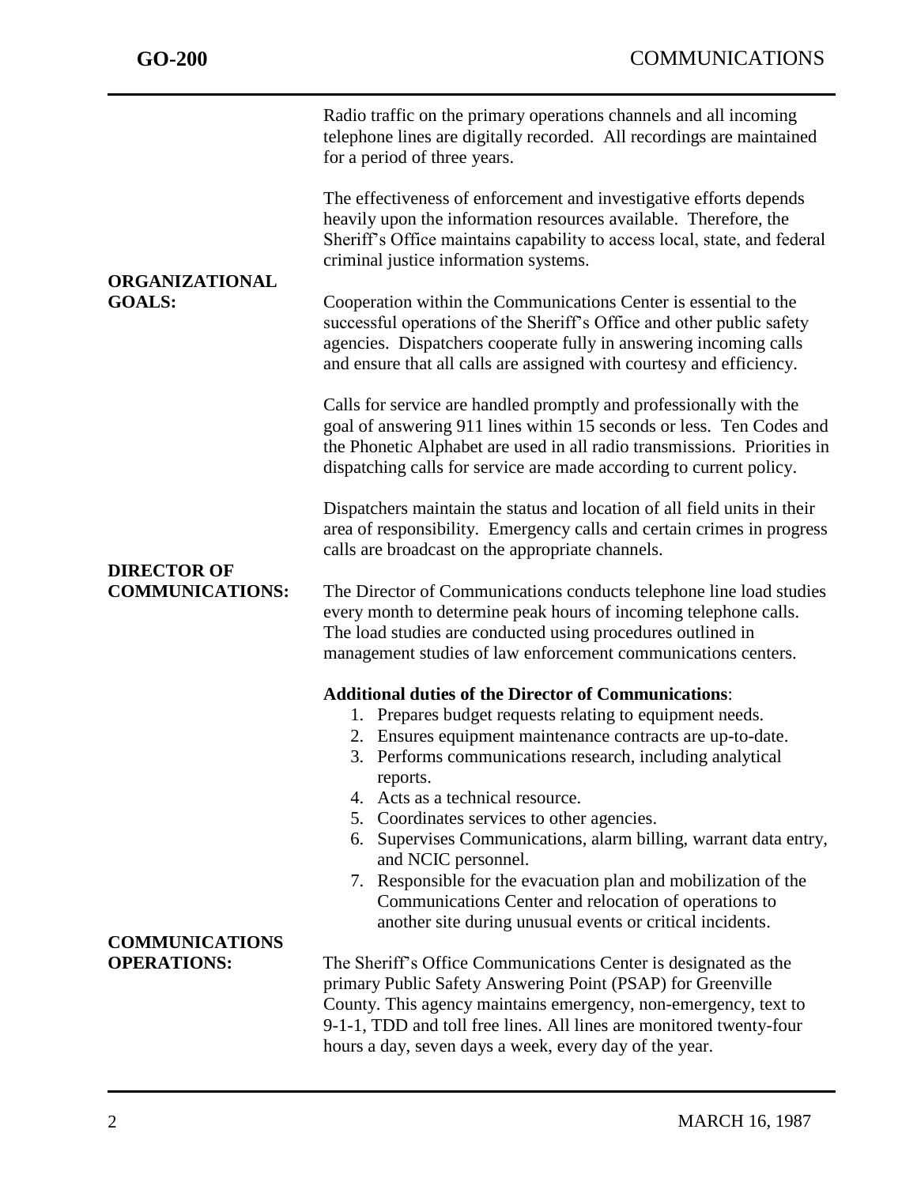Radio traffic on the primary operations channels and all incoming telephone lines are digitally recorded. All recordings are maintained for a period of three years.

The effectiveness of enforcement and investigative efforts depends heavily upon the information resources available. Therefore, the Sheriff's Office maintains capability to access local, state, and federal criminal justice information systems.

**ORGANIZATIONAL GOALS:**

Cooperation within the Communications Center is essential to the successful operations of the Sheriff's Office and other public safety agencies. Dispatchers cooperate fully in answering incoming calls and ensure that all calls are assigned with courtesy and efficiency.

Calls for service are handled promptly and professionally with the goal of answering 911 lines within 15 seconds or less. Ten Codes and the Phonetic Alphabet are used in all radio transmissions. Priorities in dispatching calls for service are made according to current policy.

Dispatchers maintain the status and location of all field units in their area of responsibility. Emergency calls and certain crimes in progress calls are broadcast on the appropriate channels.

**DIRECTOR OF COMMUNICATIONS:**

The Director of Communications conducts telephone line load studies every month to determine peak hours of incoming telephone calls. The load studies are conducted using procedures outlined in management studies of law enforcement communications centers.

**Additional duties of the Director of Communications**:

1. Prepares budget requests relating to equipment needs.
2. Ensures equipment maintenance contracts are up-to-date.
3. Performs communications research, including analytical reports.
4. Acts as a technical resource.
5. Coordinates services to other agencies.
6. Supervises Communications, alarm billing, warrant data entry, and NCIC personnel.
7. Responsible for the evacuation plan and mobilization of the Communications Center and relocation of operations to another site during unusual events or critical incidents.

**COMMUNICATIONS OPERATIONS:**

The Sheriff's Office Communications Center is designated as the primary Public Safety Answering Point (PSAP) for Greenville County. This agency maintains emergency, non-emergency, text to 9-1-1, TDD and toll free lines. All lines are monitored twenty-four hours a day, seven days a week, every day of the year.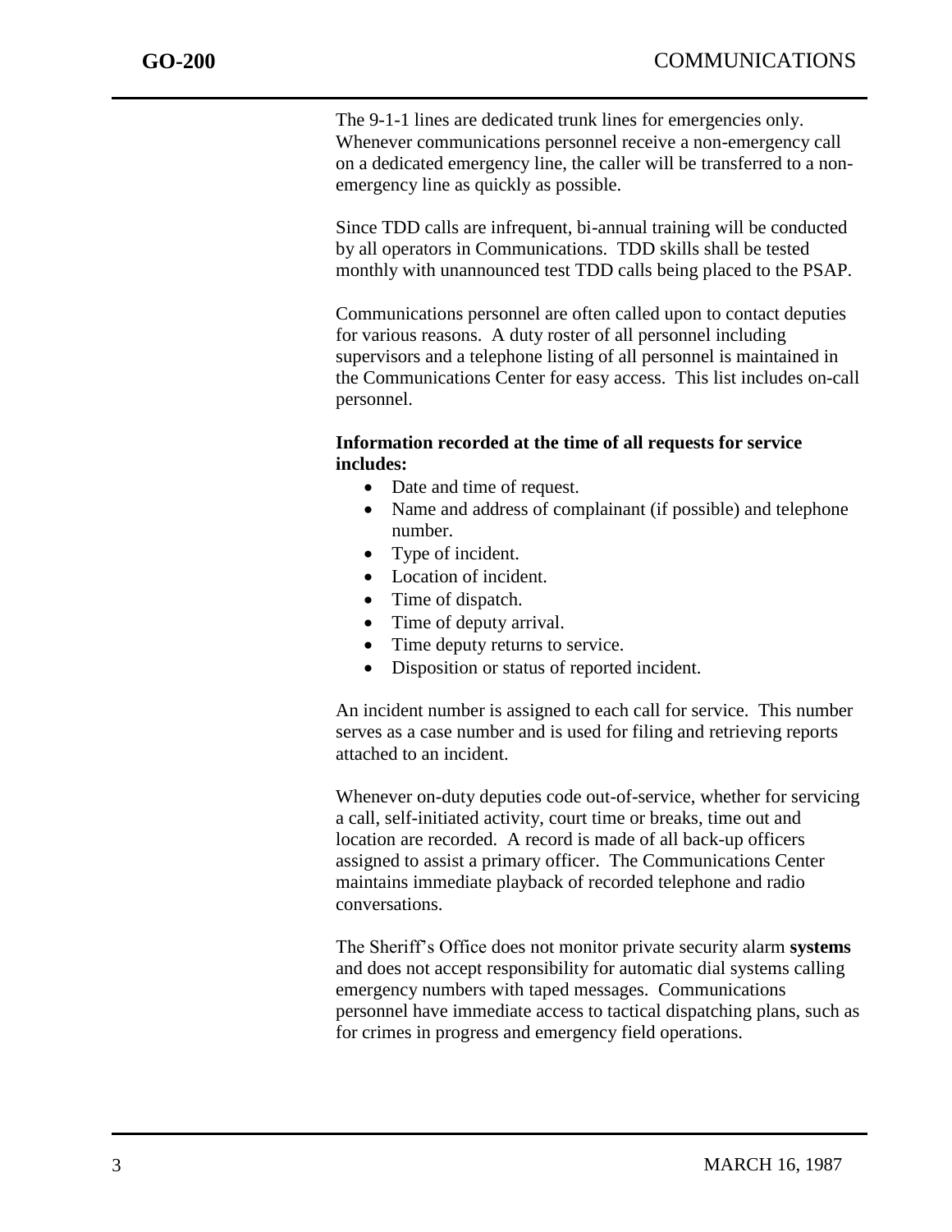The 9-1-1 lines are dedicated trunk lines for emergencies only. Whenever communications personnel receive a non-emergency call on a dedicated emergency line, the caller will be transferred to a non-emergency line as quickly as possible.

Since TDD calls are infrequent, bi-annual training will be conducted by all operators in Communications. TDD skills shall be tested monthly with unannounced test TDD calls being placed to the PSAP.

Communications personnel are often called upon to contact deputies for various reasons. A duty roster of all personnel including supervisors and a telephone listing of all personnel is maintained in the Communications Center for easy access. This list includes on-call personnel.

**Information recorded at the time of all requests for service includes:**

- Date and time of request.
- Name and address of complainant (if possible) and telephone number.
- Type of incident.
- Location of incident.
- Time of dispatch.
- Time of deputy arrival.
- Time deputy returns to service.
- Disposition or status of reported incident.

An incident number is assigned to each call for service. This number serves as a case number and is used for filing and retrieving reports attached to an incident.

Whenever on-duty deputies code out-of-service, whether for servicing a call, self-initiated activity, court time or breaks, time out and location are recorded. A record is made of all back-up officers assigned to assist a primary officer. The Communications Center maintains immediate playback of recorded telephone and radio conversations.

The Sheriff's Office does not monitor private security alarm **systems** and does not accept responsibility for automatic dial systems calling emergency numbers with taped messages. Communications personnel have immediate access to tactical dispatching plans, such as for crimes in progress and emergency field operations.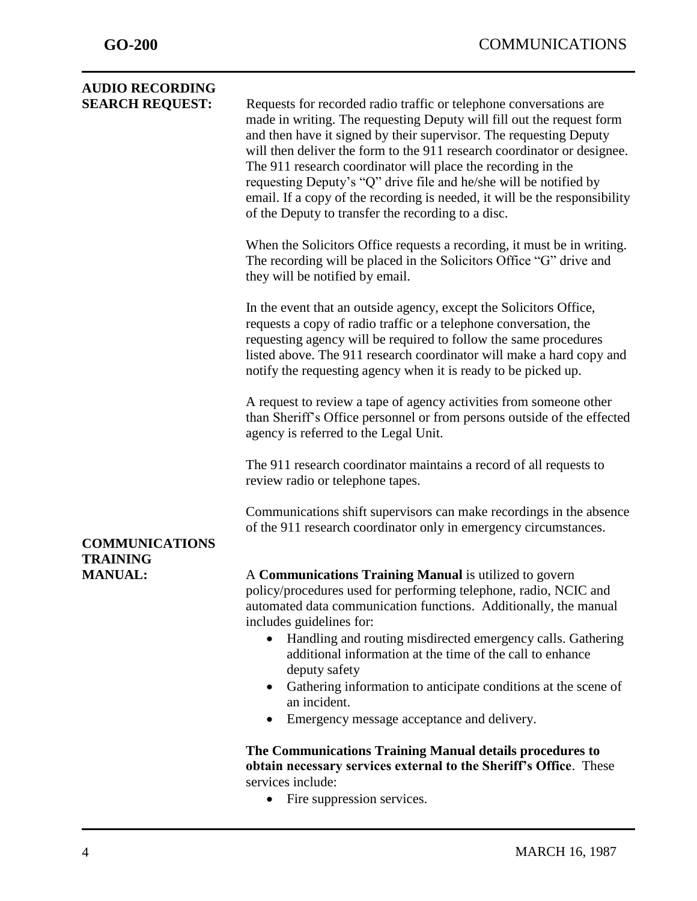**AUDIO RECORDING SEARCH REQUEST:**

Requests for recorded radio traffic or telephone conversations are made in writing. The requesting Deputy will fill out the request form and then have it signed by their supervisor. The requesting Deputy will then deliver the form to the 911 research coordinator or designee. The 911 research coordinator will place the recording in the requesting Deputy's "Q" drive file and he/she will be notified by email. If a copy of the recording is needed, it will be the responsibility of the Deputy to transfer the recording to a disc.

When the Solicitors Office requests a recording, it must be in writing. The recording will be placed in the Solicitors Office "G" drive and they will be notified by email.

In the event that an outside agency, except the Solicitors Office, requests a copy of radio traffic or a telephone conversation, the requesting agency will be required to follow the same procedures listed above. The 911 research coordinator will make a hard copy and notify the requesting agency when it is ready to be picked up.

A request to review a tape of agency activities from someone other than Sheriff's Office personnel or from persons outside of the effected agency is referred to the Legal Unit.

The 911 research coordinator maintains a record of all requests to review radio or telephone tapes.

Communications shift supervisors can make recordings in the absence of the 911 research coordinator only in emergency circumstances.

**COMMUNICATIONS TRAINING MANUAL:**

A **Communications Training Manual** is utilized to govern policy/procedures used for performing telephone, radio, NCIC and automated data communication functions. Additionally, the manual includes guidelines for:

- Handling and routing misdirected emergency calls. Gathering additional information at the time of the call to enhance deputy safety
- Gathering information to anticipate conditions at the scene of an incident.
- Emergency message acceptance and delivery.

**The Communications Training Manual details procedures to obtain necessary services external to the Sheriff's Office**. These services include:

- Fire suppression services.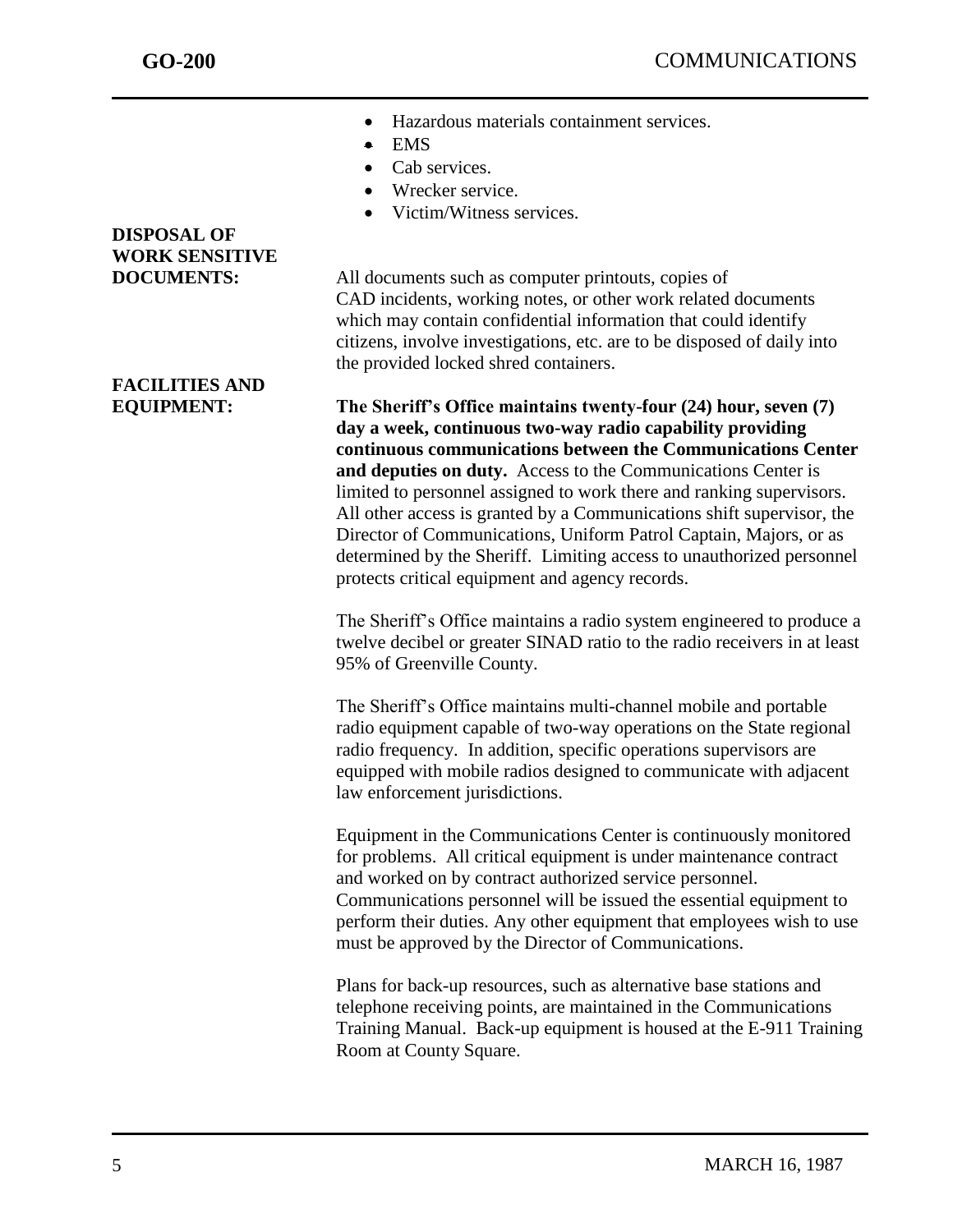- Hazardous materials containment services.
- EMS
- Cab services.
- Wrecker service.
- Victim/Witness services.

**DISPOSAL OF WORK SENSITIVE DOCUMENTS:**

All documents such as computer printouts, copies of CAD incidents, working notes, or other work related documents which may contain confidential information that could identify citizens, involve investigations, etc. are to be disposed of daily into the provided locked shred containers.

**FACILITIES AND EQUIPMENT:**

**The Sheriff's Office maintains twenty-four (24) hour, seven (7) day a week, continuous two-way radio capability providing continuous communications between the Communications Center and deputies on duty.** Access to the Communications Center is limited to personnel assigned to work there and ranking supervisors. All other access is granted by a Communications shift supervisor, the Director of Communications, Uniform Patrol Captain, Majors, or as determined by the Sheriff. Limiting access to unauthorized personnel protects critical equipment and agency records.

The Sheriff's Office maintains a radio system engineered to produce a twelve decibel or greater SINAD ratio to the radio receivers in at least 95% of Greenville County.

The Sheriff's Office maintains multi-channel mobile and portable radio equipment capable of two-way operations on the State regional radio frequency. In addition, specific operations supervisors are equipped with mobile radios designed to communicate with adjacent law enforcement jurisdictions.

Equipment in the Communications Center is continuously monitored for problems. All critical equipment is under maintenance contract and worked on by contract authorized service personnel. Communications personnel will be issued the essential equipment to perform their duties. Any other equipment that employees wish to use must be approved by the Director of Communications.

Plans for back-up resources, such as alternative base stations and telephone receiving points, are maintained in the Communications Training Manual. Back-up equipment is housed at the E-911 Training Room at County Square.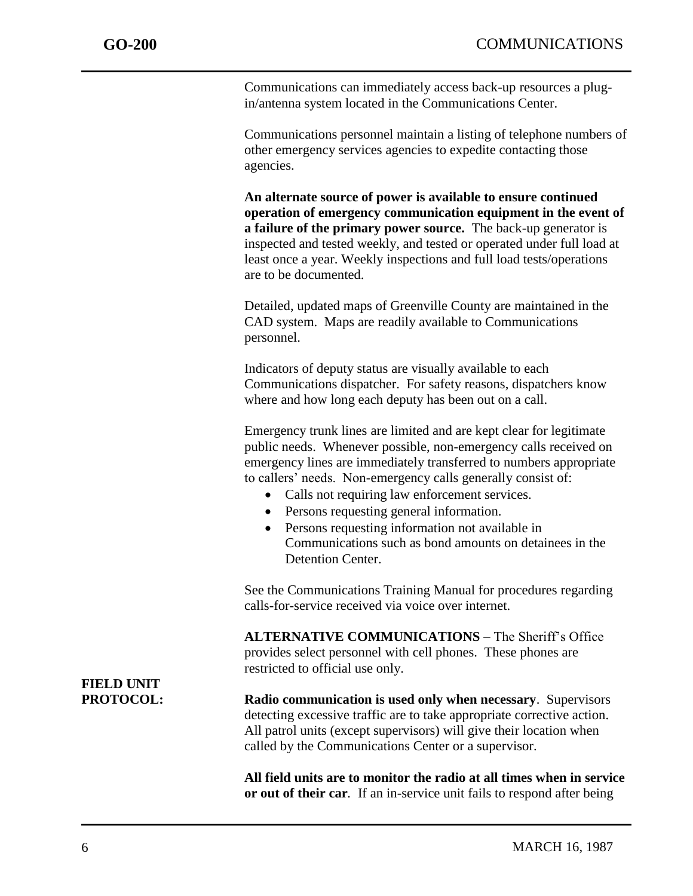Communications can immediately access back-up resources a plug-in/antenna system located in the Communications Center.

Communications personnel maintain a listing of telephone numbers of other emergency services agencies to expedite contacting those agencies.

**An alternate source of power is available to ensure continued operation of emergency communication equipment in the event of a failure of the primary power source.** The back-up generator is inspected and tested weekly, and tested or operated under full load at least once a year. Weekly inspections and full load tests/operations are to be documented.

Detailed, updated maps of Greenville County are maintained in the CAD system. Maps are readily available to Communications personnel.

Indicators of deputy status are visually available to each Communications dispatcher. For safety reasons, dispatchers know where and how long each deputy has been out on a call.

Emergency trunk lines are limited and are kept clear for legitimate public needs. Whenever possible, non-emergency calls received on emergency lines are immediately transferred to numbers appropriate to callers' needs. Non-emergency calls generally consist of:

- Calls not requiring law enforcement services.
- Persons requesting general information.
- Persons requesting information not available in Communications such as bond amounts on detainees in the Detention Center.

See the Communications Training Manual for procedures regarding calls-for-service received via voice over internet.

**ALTERNATIVE COMMUNICATIONS** – The Sheriff's Office provides select personnel with cell phones. These phones are restricted to official use only.

**FIELD UNIT PROTOCOL:**

**Radio communication is used only when necessary**. Supervisors detecting excessive traffic are to take appropriate corrective action. All patrol units (except supervisors) will give their location when called by the Communications Center or a supervisor.

**All field units are to monitor the radio at all times when in service or out of their car**. If an in-service unit fails to respond after being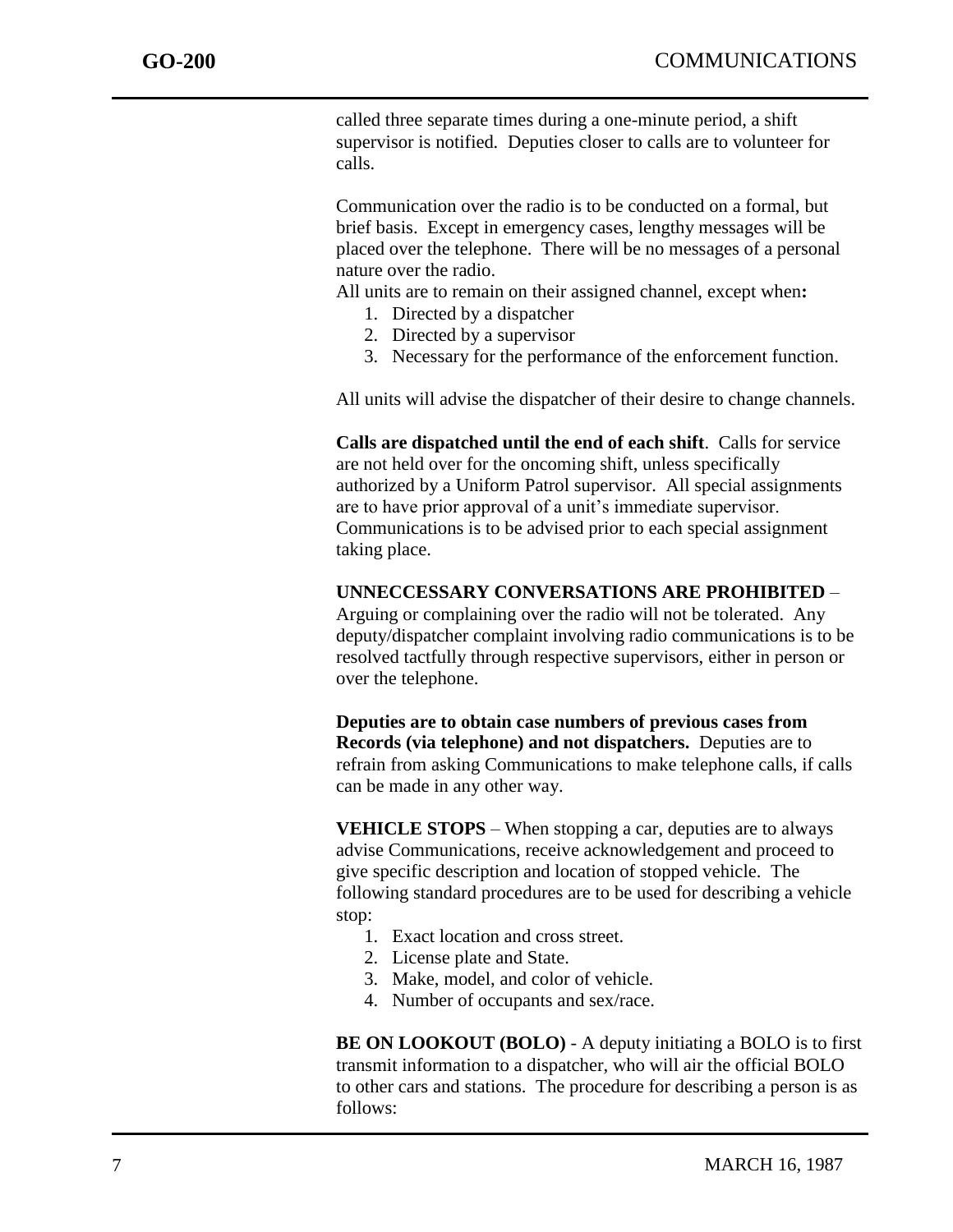called three separate times during a one-minute period, a shift supervisor is notified. Deputies closer to calls are to volunteer for calls.

Communication over the radio is to be conducted on a formal, but brief basis. Except in emergency cases, lengthy messages will be placed over the telephone. There will be no messages of a personal nature over the radio.

All units are to remain on their assigned channel, except when**:**

1. Directed by a dispatcher
2. Directed by a supervisor
3. Necessary for the performance of the enforcement function.

All units will advise the dispatcher of their desire to change channels.

**Calls are dispatched until the end of each shift**. Calls for service are not held over for the oncoming shift, unless specifically authorized by a Uniform Patrol supervisor. All special assignments are to have prior approval of a unit's immediate supervisor. Communications is to be advised prior to each special assignment taking place.

**UNNECCESSARY CONVERSATIONS ARE PROHIBITED** – Arguing or complaining over the radio will not be tolerated. Any deputy/dispatcher complaint involving radio communications is to be resolved tactfully through respective supervisors, either in person or over the telephone.

**Deputies are to obtain case numbers of previous cases from Records (via telephone) and not dispatchers.** Deputies are to refrain from asking Communications to make telephone calls, if calls can be made in any other way.

**VEHICLE STOPS** – When stopping a car, deputies are to always advise Communications, receive acknowledgement and proceed to give specific description and location of stopped vehicle. The following standard procedures are to be used for describing a vehicle stop:

1. Exact location and cross street.
2. License plate and State.
3. Make, model, and color of vehicle.
4. Number of occupants and sex/race.

**BE ON LOOKOUT (BOLO)** - A deputy initiating a BOLO is to first transmit information to a dispatcher, who will air the official BOLO to other cars and stations. The procedure for describing a person is as follows: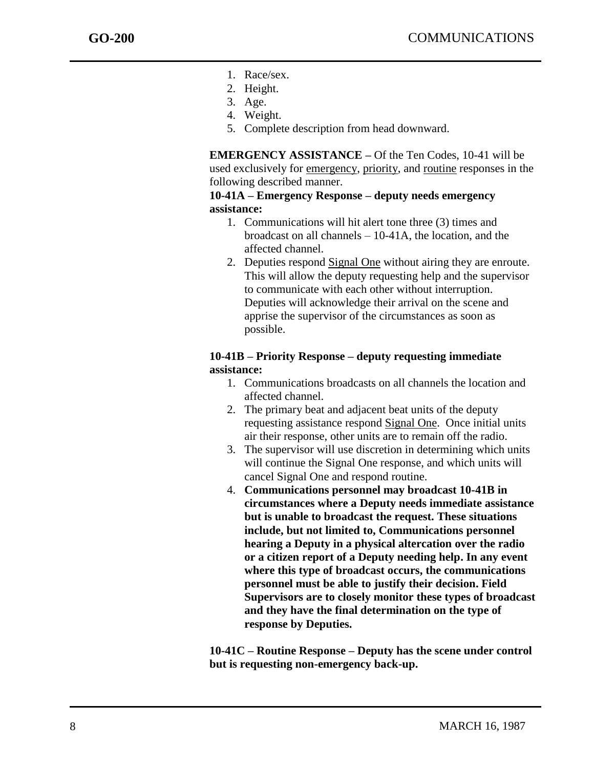1. Race/sex.
2. Height.
3. Age.
4. Weight.
5. Complete description from head downward.

**EMERGENCY ASSISTANCE –** Of the Ten Codes, 10-41 will be used exclusively for emergency, priority, and routine responses in the following described manner.

**10-41A – Emergency Response – deputy needs emergency assistance:**

1. Communications will hit alert tone three (3) times and broadcast on all channels – 10-41A, the location, and the affected channel.
2. Deputies respond Signal One without airing they are enroute. This will allow the deputy requesting help and the supervisor to communicate with each other without interruption. Deputies will acknowledge their arrival on the scene and apprise the supervisor of the circumstances as soon as possible.

**10-41B – Priority Response – deputy requesting immediate assistance:**

1. Communications broadcasts on all channels the location and affected channel.
2. The primary beat and adjacent beat units of the deputy requesting assistance respond Signal One. Once initial units air their response, other units are to remain off the radio.
3. The supervisor will use discretion in determining which units will continue the Signal One response, and which units will cancel Signal One and respond routine.
4. **Communications personnel may broadcast 10-41B in circumstances where a Deputy needs immediate assistance but is unable to broadcast the request. These situations include, but not limited to, Communications personnel hearing a Deputy in a physical altercation over the radio or a citizen report of a Deputy needing help. In any event where this type of broadcast occurs, the communications personnel must be able to justify their decision. Field Supervisors are to closely monitor these types of broadcast and they have the final determination on the type of response by Deputies.**

**10-41C – Routine Response – Deputy has the scene under control but is requesting non-emergency back-up.**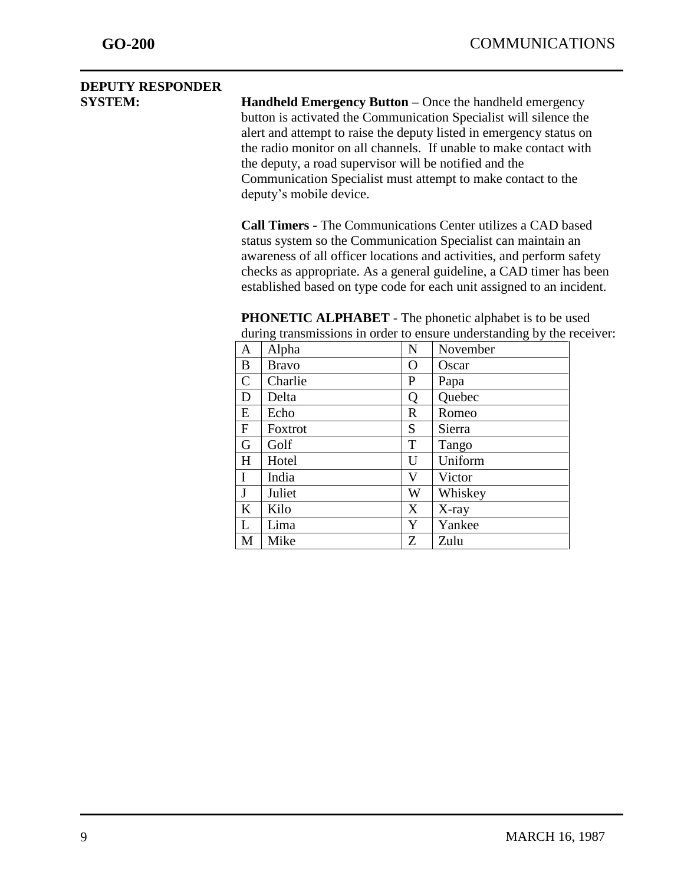**DEPUTY RESPONDER SYSTEM:**

**Handheld Emergency Button –** Once the handheld emergency button is activated the Communication Specialist will silence the alert and attempt to raise the deputy listed in emergency status on the radio monitor on all channels. If unable to make contact with the deputy, a road supervisor will be notified and the Communication Specialist must attempt to make contact to the deputy's mobile device.

**Call Timers -** The Communications Center utilizes a CAD based status system so the Communication Specialist can maintain an awareness of all officer locations and activities, and perform safety checks as appropriate. As a general guideline, a CAD timer has been established based on type code for each unit assigned to an incident.

**PHONETIC ALPHABET** - The phonetic alphabet is to be used during transmissions in order to ensure understanding by the receiver:

| | | | |
|---|---|---|---|
| A | Alpha | N | November |
| B | Bravo | O | Oscar |
| C | Charlie | P | Papa |
| D | Delta | Q | Quebec |
| E | Echo | R | Romeo |
| F | Foxtrot | S | Sierra |
| G | Golf | T | Tango |
| H | Hotel | U | Uniform |
| I | India | V | Victor |
| J | Juliet | W | Whiskey |
| K | Kilo | X | X-ray |
| L | Lima | Y | Yankee |
| M | Mike | Z | Zulu |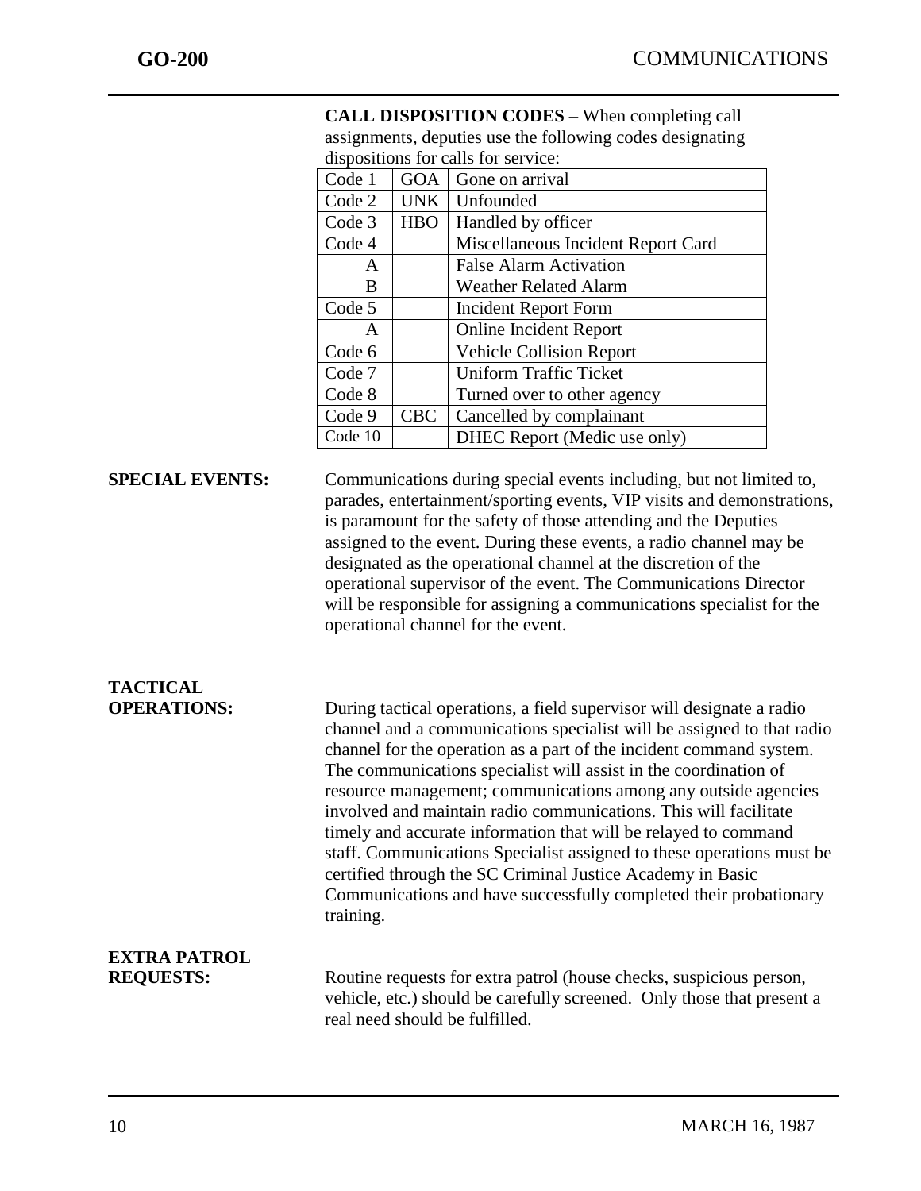**CALL DISPOSITION CODES** – When completing call assignments, deputies use the following codes designating dispositions for calls for service:

| Code | Abbr. | Description |
|---|---|---|
| Code 1 | GOA | Gone on arrival |
| Code 2 | UNK | Unfounded |
| Code 3 | HBO | Handled by officer |
| Code 4 | | Miscellaneous Incident Report Card |
| A | | False Alarm Activation |
| B | | Weather Related Alarm |
| Code 5 | | Incident Report Form |
| A | | Online Incident Report |
| Code 6 | | Vehicle Collision Report |
| Code 7 | | Uniform Traffic Ticket |
| Code 8 | | Turned over to other agency |
| Code 9 | CBC | Cancelled by complainant |
| Code 10 | | DHEC Report (Medic use only) |

**SPECIAL EVENTS:** Communications during special events including, but not limited to, parades, entertainment/sporting events, VIP visits and demonstrations, is paramount for the safety of those attending and the Deputies assigned to the event. During these events, a radio channel may be designated as the operational channel at the discretion of the operational supervisor of the event. The Communications Director will be responsible for assigning a communications specialist for the operational channel for the event.

**TACTICAL OPERATIONS:** During tactical operations, a field supervisor will designate a radio channel and a communications specialist will be assigned to that radio channel for the operation as a part of the incident command system. The communications specialist will assist in the coordination of resource management; communications among any outside agencies involved and maintain radio communications. This will facilitate timely and accurate information that will be relayed to command staff. Communications Specialist assigned to these operations must be certified through the SC Criminal Justice Academy in Basic Communications and have successfully completed their probationary training.

**EXTRA PATROL REQUESTS:** Routine requests for extra patrol (house checks, suspicious person, vehicle, etc.) should be carefully screened. Only those that present a real need should be fulfilled.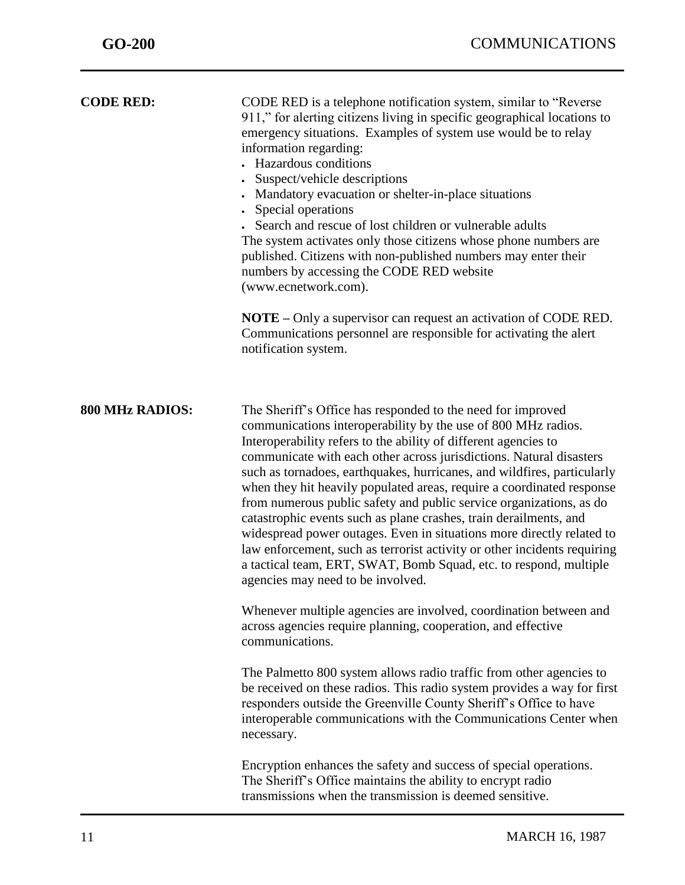**CODE RED:**

CODE RED is a telephone notification system, similar to "Reverse 911," for alerting citizens living in specific geographical locations to emergency situations. Examples of system use would be to relay information regarding:

- Hazardous conditions
- Suspect/vehicle descriptions
- Mandatory evacuation or shelter-in-place situations
- Special operations
- Search and rescue of lost children or vulnerable adults

The system activates only those citizens whose phone numbers are published. Citizens with non-published numbers may enter their numbers by accessing the CODE RED website (www.ecnetwork.com).

**NOTE –** Only a supervisor can request an activation of CODE RED. Communications personnel are responsible for activating the alert notification system.

**800 MHz RADIOS:**

The Sheriff's Office has responded to the need for improved communications interoperability by the use of 800 MHz radios. Interoperability refers to the ability of different agencies to communicate with each other across jurisdictions. Natural disasters such as tornadoes, earthquakes, hurricanes, and wildfires, particularly when they hit heavily populated areas, require a coordinated response from numerous public safety and public service organizations, as do catastrophic events such as plane crashes, train derailments, and widespread power outages. Even in situations more directly related to law enforcement, such as terrorist activity or other incidents requiring a tactical team, ERT, SWAT, Bomb Squad, etc. to respond, multiple agencies may need to be involved.

Whenever multiple agencies are involved, coordination between and across agencies require planning, cooperation, and effective communications.

The Palmetto 800 system allows radio traffic from other agencies to be received on these radios. This radio system provides a way for first responders outside the Greenville County Sheriff's Office to have interoperable communications with the Communications Center when necessary.

Encryption enhances the safety and success of special operations. The Sheriff's Office maintains the ability to encrypt radio transmissions when the transmission is deemed sensitive.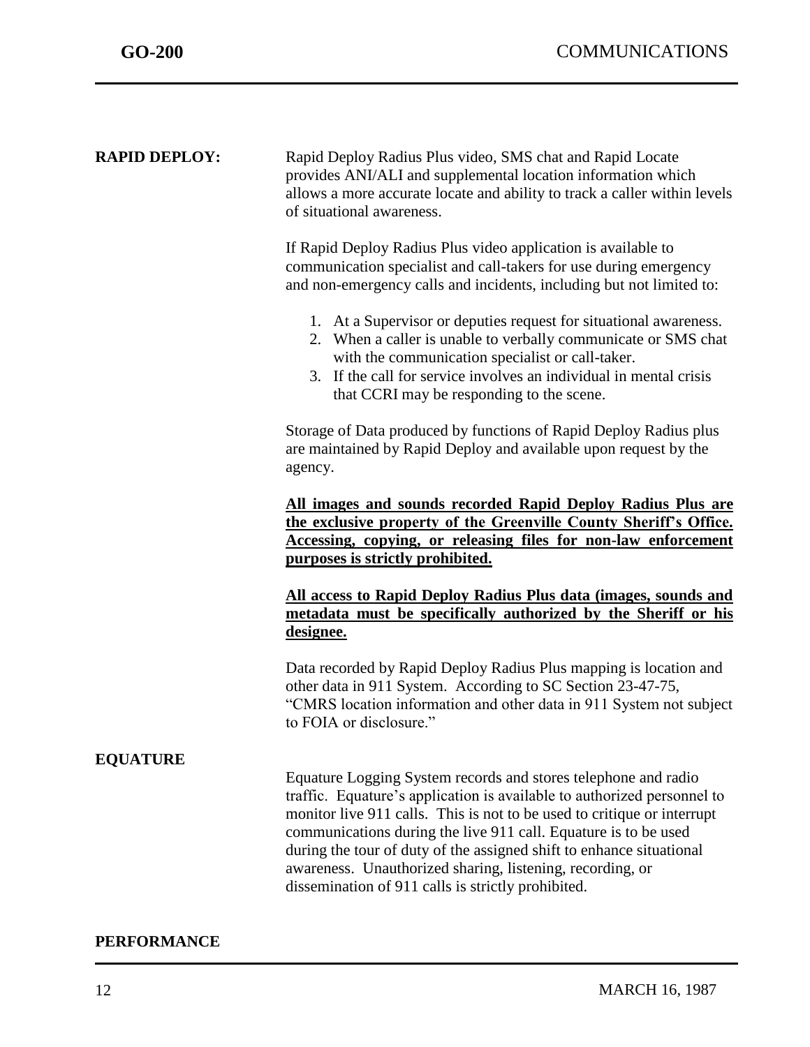**RAPID DEPLOY:**

Rapid Deploy Radius Plus video, SMS chat and Rapid Locate provides ANI/ALI and supplemental location information which allows a more accurate locate and ability to track a caller within levels of situational awareness.

If Rapid Deploy Radius Plus video application is available to communication specialist and call-takers for use during emergency and non-emergency calls and incidents, including but not limited to:

1. At a Supervisor or deputies request for situational awareness.
2. When a caller is unable to verbally communicate or SMS chat with the communication specialist or call-taker.
3. If the call for service involves an individual in mental crisis that CCRI may be responding to the scene.

Storage of Data produced by functions of Rapid Deploy Radius plus are maintained by Rapid Deploy and available upon request by the agency.

**<u>All images and sounds recorded Rapid Deploy Radius Plus are the exclusive property of the Greenville County Sheriff's Office. Accessing, copying, or releasing files for non-law enforcement purposes is strictly prohibited.</u>**

**<u>All access to Rapid Deploy Radius Plus data (images, sounds and metadata must be specifically authorized by the Sheriff or his designee.</u>**

Data recorded by Rapid Deploy Radius Plus mapping is location and other data in 911 System. According to SC Section 23-47-75, "CMRS location information and other data in 911 System not subject to FOIA or disclosure."

**EQUATURE**

Equature Logging System records and stores telephone and radio traffic. Equature's application is available to authorized personnel to monitor live 911 calls. This is not to be used to critique or interrupt communications during the live 911 call. Equature is to be used during the tour of duty of the assigned shift to enhance situational awareness. Unauthorized sharing, listening, recording, or dissemination of 911 calls is strictly prohibited.

**PERFORMANCE**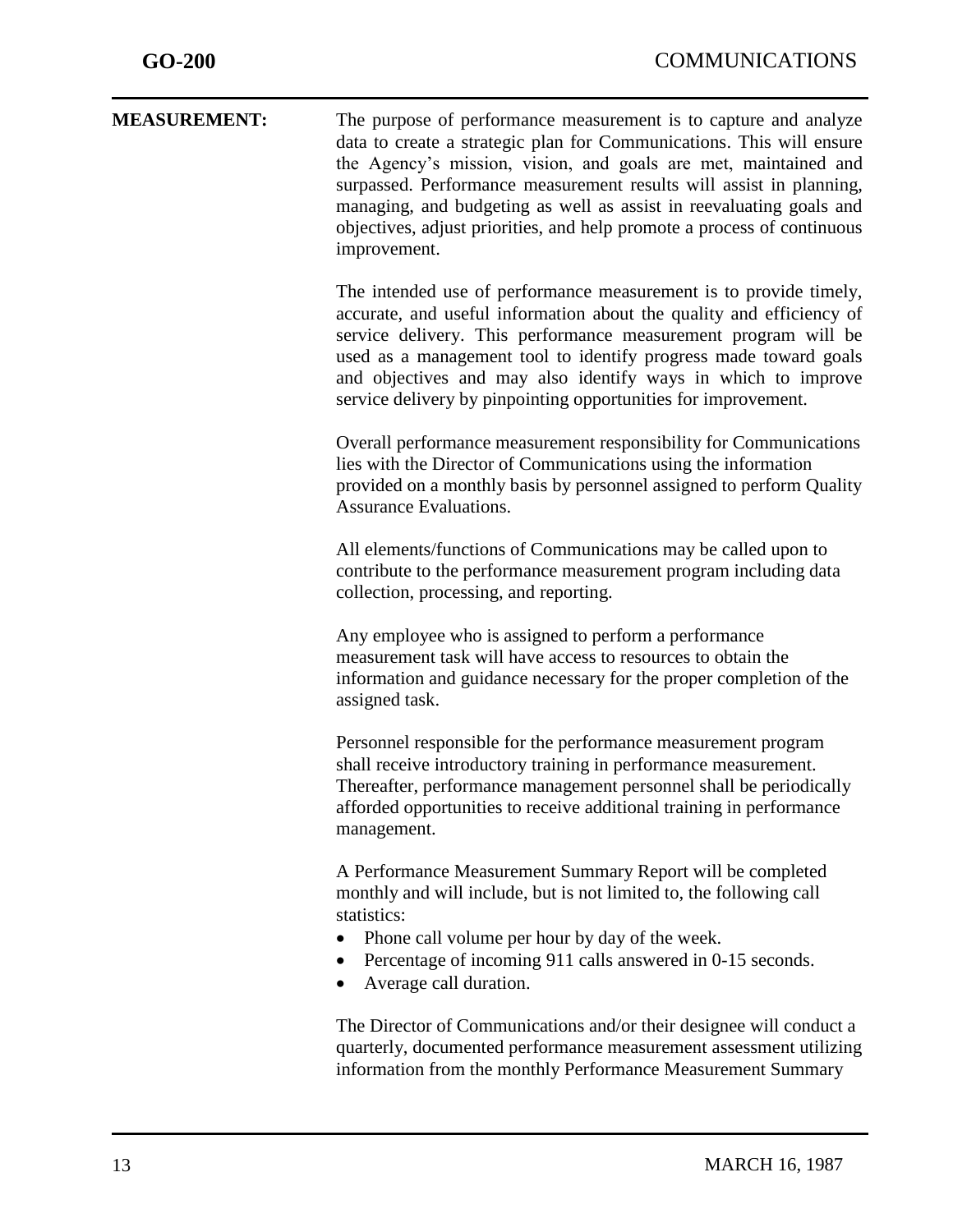**MEASUREMENT:**

The purpose of performance measurement is to capture and analyze data to create a strategic plan for Communications. This will ensure the Agency's mission, vision, and goals are met, maintained and surpassed. Performance measurement results will assist in planning, managing, and budgeting as well as assist in reevaluating goals and objectives, adjust priorities, and help promote a process of continuous improvement.

The intended use of performance measurement is to provide timely, accurate, and useful information about the quality and efficiency of service delivery. This performance measurement program will be used as a management tool to identify progress made toward goals and objectives and may also identify ways in which to improve service delivery by pinpointing opportunities for improvement.

Overall performance measurement responsibility for Communications lies with the Director of Communications using the information provided on a monthly basis by personnel assigned to perform Quality Assurance Evaluations.

All elements/functions of Communications may be called upon to contribute to the performance measurement program including data collection, processing, and reporting.

Any employee who is assigned to perform a performance measurement task will have access to resources to obtain the information and guidance necessary for the proper completion of the assigned task.

Personnel responsible for the performance measurement program shall receive introductory training in performance measurement. Thereafter, performance management personnel shall be periodically afforded opportunities to receive additional training in performance management.

A Performance Measurement Summary Report will be completed monthly and will include, but is not limited to, the following call statistics:

- Phone call volume per hour by day of the week.
- Percentage of incoming 911 calls answered in 0-15 seconds.
- Average call duration.

The Director of Communications and/or their designee will conduct a quarterly, documented performance measurement assessment utilizing information from the monthly Performance Measurement Summary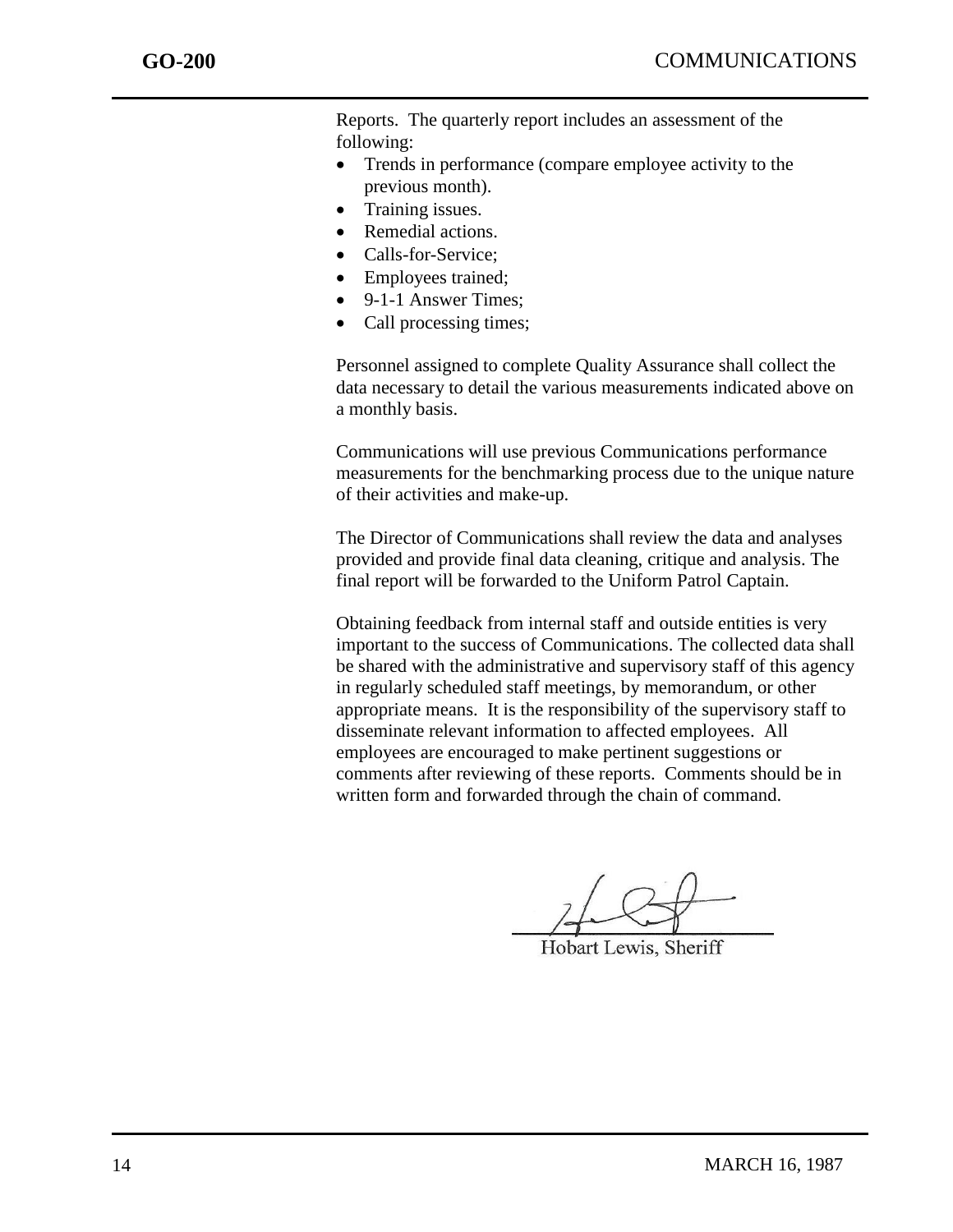Reports. The quarterly report includes an assessment of the following:

- Trends in performance (compare employee activity to the previous month).
- Training issues.
- Remedial actions.
- Calls-for-Service;
- Employees trained;
- 9-1-1 Answer Times;
- Call processing times;

Personnel assigned to complete Quality Assurance shall collect the data necessary to detail the various measurements indicated above on a monthly basis.

Communications will use previous Communications performance measurements for the benchmarking process due to the unique nature of their activities and make-up.

The Director of Communications shall review the data and analyses provided and provide final data cleaning, critique and analysis. The final report will be forwarded to the Uniform Patrol Captain.

Obtaining feedback from internal staff and outside entities is very important to the success of Communications. The collected data shall be shared with the administrative and supervisory staff of this agency in regularly scheduled staff meetings, by memorandum, or other appropriate means. It is the responsibility of the supervisory staff to disseminate relevant information to affected employees. All employees are encouraged to make pertinent suggestions or comments after reviewing of these reports. Comments should be in written form and forwarded through the chain of command.

Hobart Lewis, Sheriff